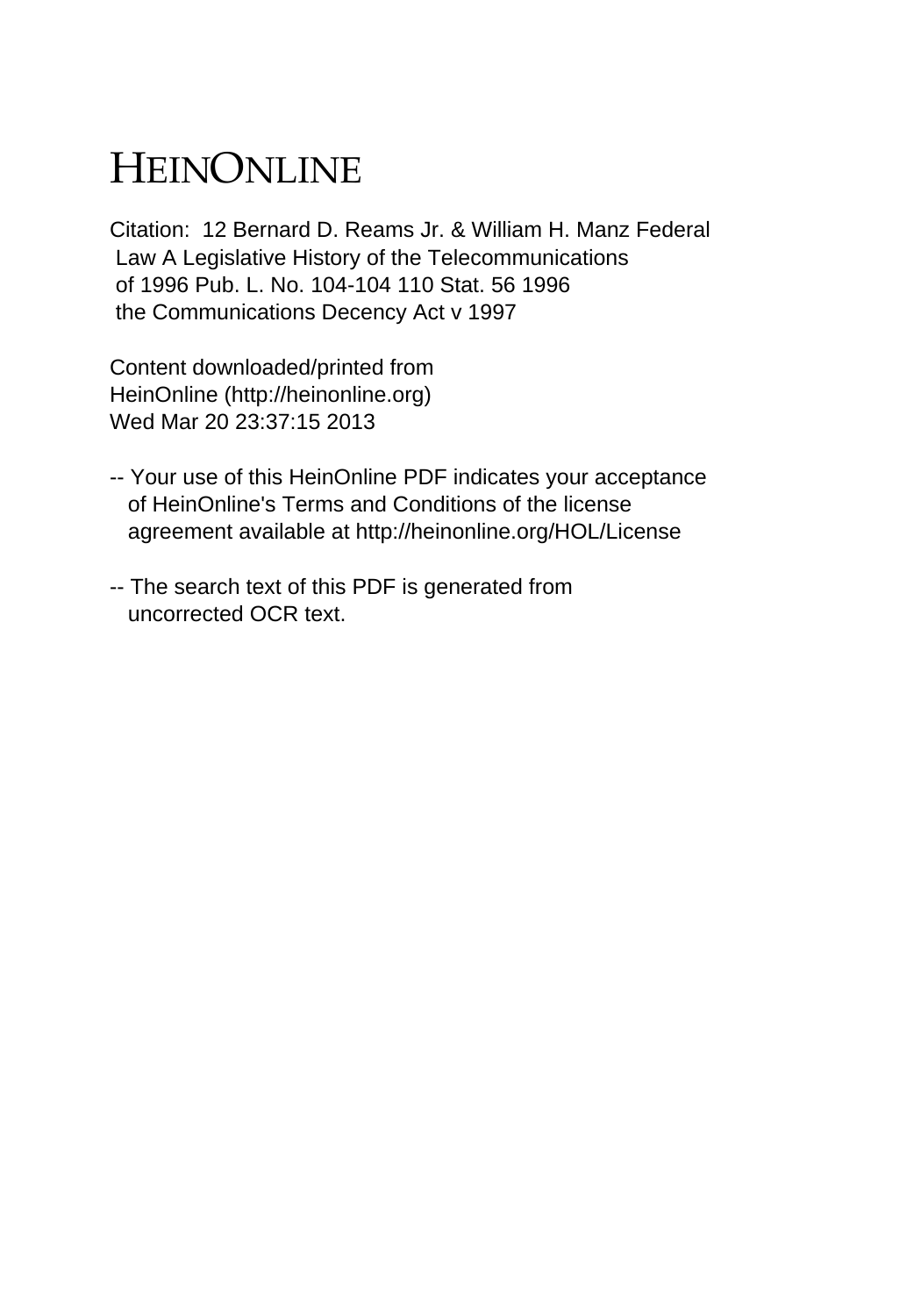# HEINONLINE

Citation: 12 Bernard D. Reams Jr. & William H. Manz Federal Law A Legislative History of the Telecommunications of 1996 Pub. L. No. 104-104 110 Stat. 56 1996 the Communications Decency Act v 1997

Content downloaded/printed from HeinOnline (http://heinonline.org)
Wed Mar 20 23:37:15 2013

-- Your use of this HeinOnline PDF indicates your acceptance of HeinOnline's Terms and Conditions of the license agreement available at http://heinonline.org/HOL/License

-- The search text of this PDF is generated from uncorrected OCR text.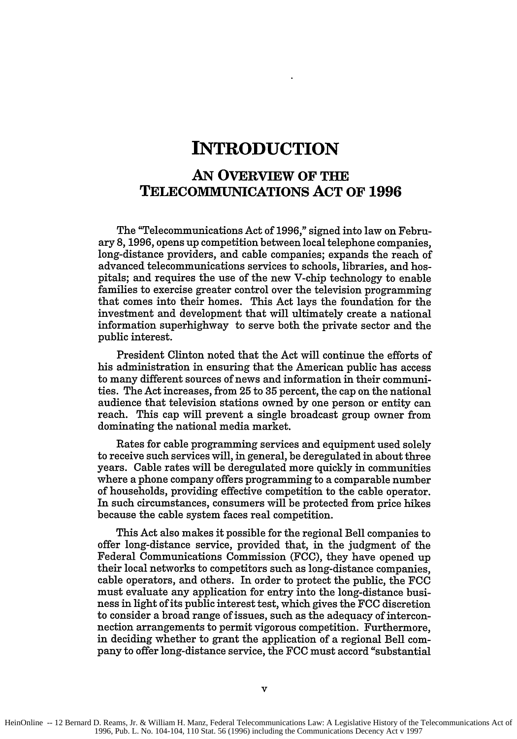# INTRODUCTION

## AN OVERVIEW OF THE TELECOMMUNICATIONS ACT OF 1996

The "Telecommunications Act of 1996," signed into law on February 8, 1996, opens up competition between local telephone companies, long-distance providers, and cable companies; expands the reach of advanced telecommunications services to schools, libraries, and hospitals; and requires the use of the new V-chip technology to enable families to exercise greater control over the television programming that comes into their homes. This Act lays the foundation for the investment and development that will ultimately create a national information superhighway to serve both the private sector and the public interest.

President Clinton noted that the Act will continue the efforts of his administration in ensuring that the American public has access to many different sources of news and information in their communities. The Act increases, from 25 to 35 percent, the cap on the national audience that television stations owned by one person or entity can reach. This cap will prevent a single broadcast group owner from dominating the national media market.

Rates for cable programming services and equipment used solely to receive such services will, in general, be deregulated in about three years. Cable rates will be deregulated more quickly in communities where a phone company offers programming to a comparable number of households, providing effective competition to the cable operator. In such circumstances, consumers will be protected from price hikes because the cable system faces real competition.

This Act also makes it possible for the regional Bell companies to offer long-distance service, provided that, in the judgment of the Federal Communications Commission (FCC), they have opened up their local networks to competitors such as long-distance companies, cable operators, and others. In order to protect the public, the FCC must evaluate any application for entry into the long-distance business in light of its public interest test, which gives the FCC discretion to consider a broad range of issues, such as the adequacy of interconnection arrangements to permit vigorous competition. Furthermore, in deciding whether to grant the application of a regional Bell company to offer long-distance service, the FCC must accord "substantial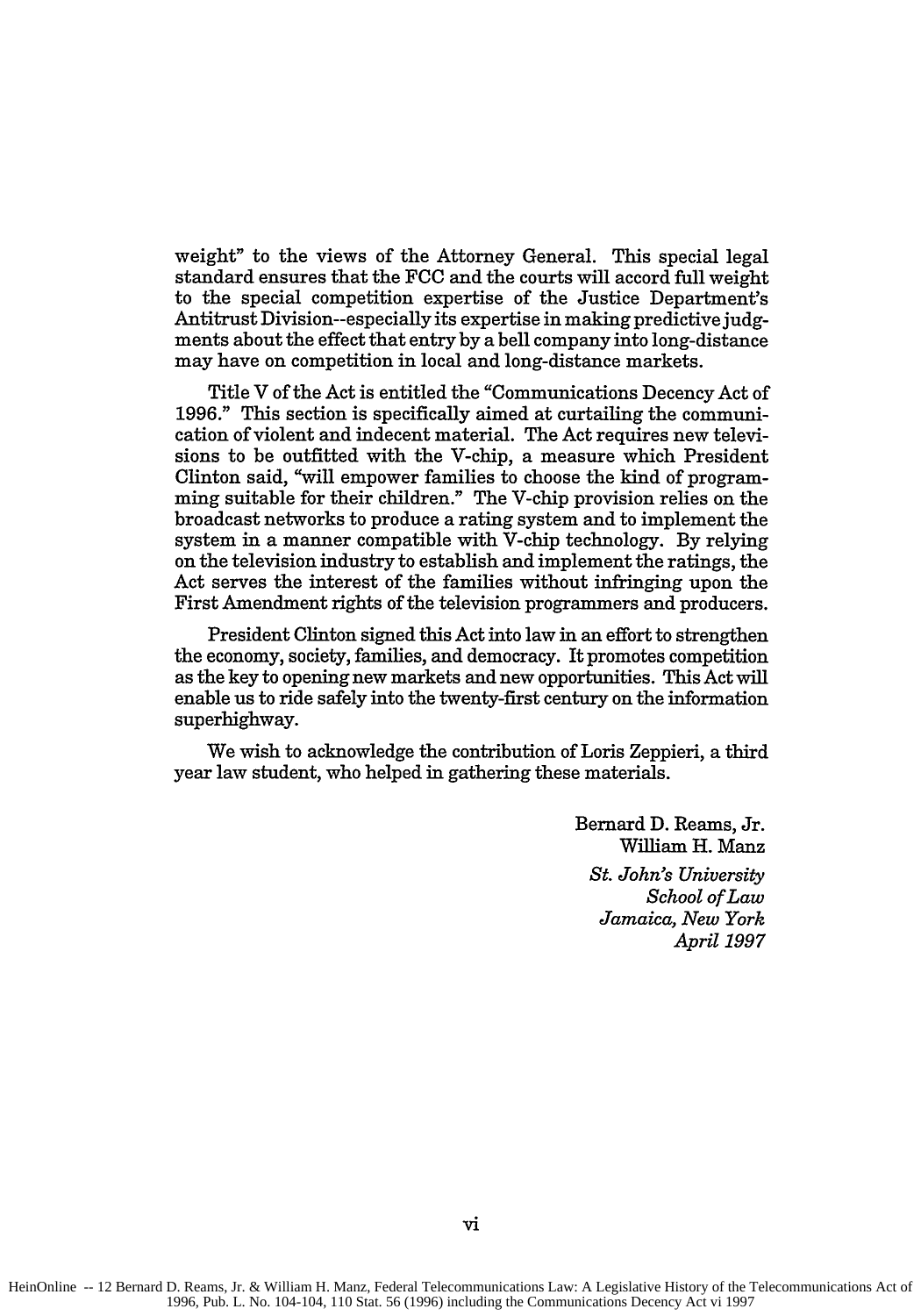weight" to the views of the Attorney General. This special legal standard ensures that the FCC and the courts will accord full weight to the special competition expertise of the Justice Department's Antitrust Division--especially its expertise in making predictive judgments about the effect that entry by a bell company into long-distance may have on competition in local and long-distance markets.

Title V of the Act is entitled the "Communications Decency Act of 1996." This section is specifically aimed at curtailing the communication of violent and indecent material. The Act requires new televisions to be outfitted with the V-chip, a measure which President Clinton said, "will empower families to choose the kind of programming suitable for their children." The V-chip provision relies on the broadcast networks to produce a rating system and to implement the system in a manner compatible with V-chip technology. By relying on the television industry to establish and implement the ratings, the Act serves the interest of the families without infringing upon the First Amendment rights of the television programmers and producers.

President Clinton signed this Act into law in an effort to strengthen the economy, society, families, and democracy. It promotes competition as the key to opening new markets and new opportunities. This Act will enable us to ride safely into the twenty-first century on the information superhighway.

We wish to acknowledge the contribution of Loris Zeppieri, a third year law student, who helped in gathering these materials.

Bernard D. Reams, Jr.
William H. Manz

*St. John's University*
*School of Law*
*Jamaica, New York*
*April 1997*